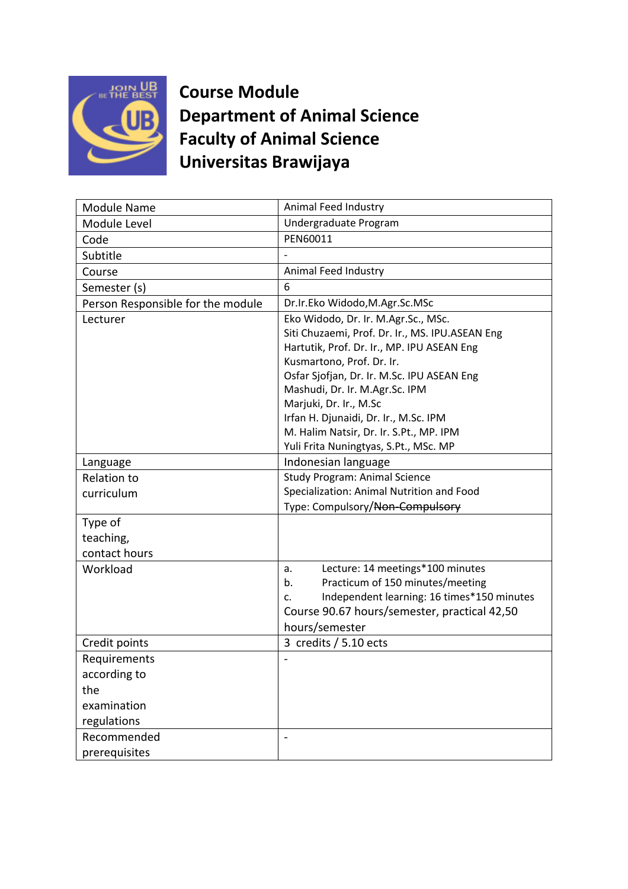# Course Module
# Department of Animal Science
# Faculty of Animal Science
# Universitas Brawijaya

| Module Name | Animal Feed Industry |
|---|---|
| Module Level | Undergraduate Program |
| Code | PEN60011 |
| Subtitle | - |
| Course | Animal Feed Industry |
| Semester (s) | 6 |
| Person Responsible for the module | Dr.Ir.Eko Widodo,M.Agr.Sc.MSc |
| Lecturer | Eko Widodo, Dr. Ir. M.Agr.Sc., MSc.<br>Siti Chuzaemi, Prof. Dr. Ir., MS. IPU.ASEAN Eng<br>Hartutik, Prof. Dr. Ir., MP. IPU ASEAN Eng<br>Kusmartono, Prof. Dr. Ir.<br>Osfar Sjofjan, Dr. Ir. M.Sc. IPU ASEAN Eng<br>Mashudi, Dr. Ir. M.Agr.Sc. IPM<br>Marjuki, Dr. Ir., M.Sc<br>Irfan H. Djunaidi, Dr. Ir., M.Sc. IPM<br>M. Halim Natsir, Dr. Ir. S.Pt., MP. IPM<br>Yuli Frita Nuningtyas, S.Pt., MSc. MP |
| Language | Indonesian language |
| Relation to curriculum | Study Program: Animal Science<br>Specialization: Animal Nutrition and Food<br>Type: Compulsory/~~Non-Compulsory~~ |
| Type of teaching, contact hours | |
| Workload | a. Lecture: 14 meetings*100 minutes<br>b. Practicum of 150 minutes/meeting<br>c. Independent learning: 16 times*150 minutes<br>Course 90.67 hours/semester, practical 42,50 hours/semester |
| Credit points | 3 credits / 5.10 ects |
| Requirements according to the examination regulations | - |
| Recommended prerequisites | - |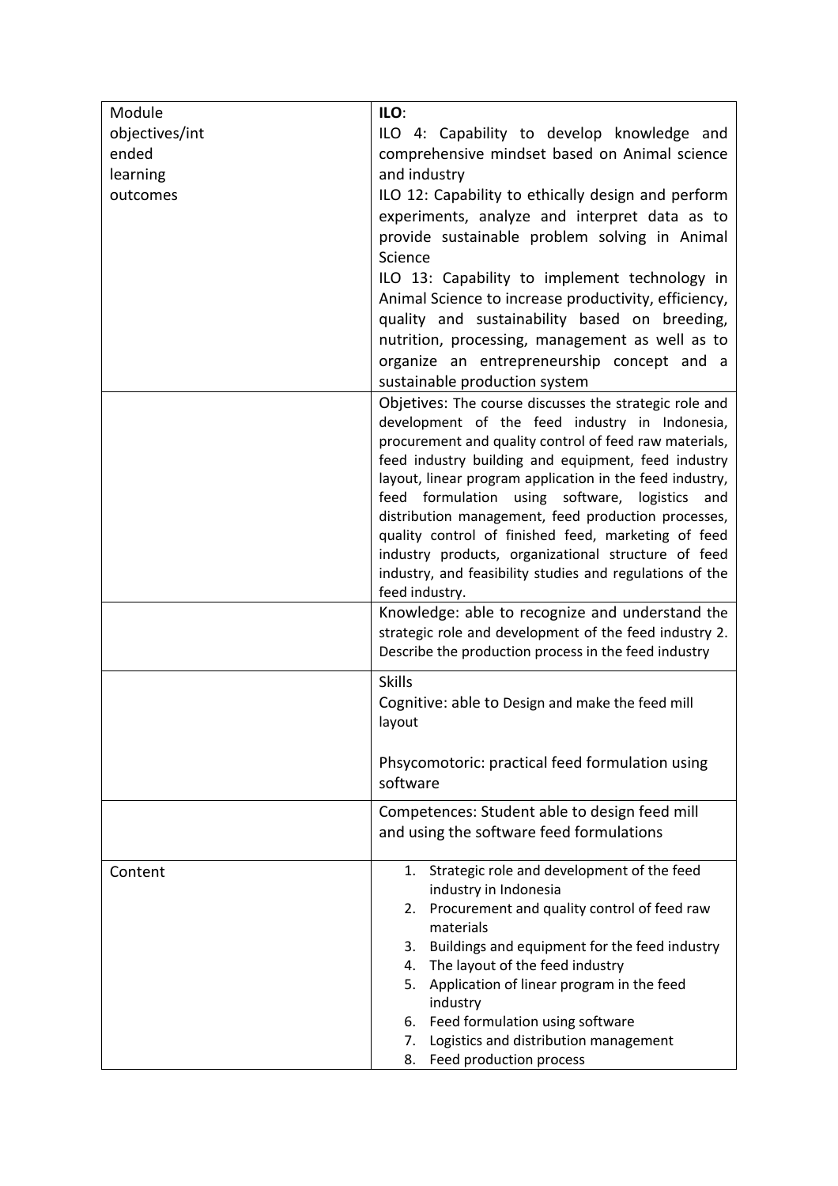| Module objectives/intended learning outcomes | **ILO**:<br>ILO 4: Capability to develop knowledge and comprehensive mindset based on Animal science and industry<br>ILO 12: Capability to ethically design and perform experiments, analyze and interpret data as to provide sustainable problem solving in Animal Science<br>ILO 13: Capability to implement technology in Animal Science to increase productivity, efficiency, quality and sustainability based on breeding, nutrition, processing, management as well as to organize an entrepreneurship concept and a sustainable production system |
|---|---|
| | Objetives: The course discusses the strategic role and development of the feed industry in Indonesia, procurement and quality control of feed raw materials, feed industry building and equipment, feed industry layout, linear program application in the feed industry, feed formulation using software, logistics and distribution management, feed production processes, quality control of finished feed, marketing of feed industry products, organizational structure of feed industry, and feasibility studies and regulations of the feed industry. |
| | Knowledge: able to recognize and understand the strategic role and development of the feed industry 2. Describe the production process in the feed industry |
| | Skills<br>Cognitive: able to Design and make the feed mill layout<br><br>Phsycomotoric: practical feed formulation using software |
| | Competences: Student able to design feed mill and using the software feed formulations |
| Content | 1. Strategic role and development of the feed industry in Indonesia<br>2. Procurement and quality control of feed raw materials<br>3. Buildings and equipment for the feed industry<br>4. The layout of the feed industry<br>5. Application of linear program in the feed industry<br>6. Feed formulation using software<br>7. Logistics and distribution management<br>8. Feed production process |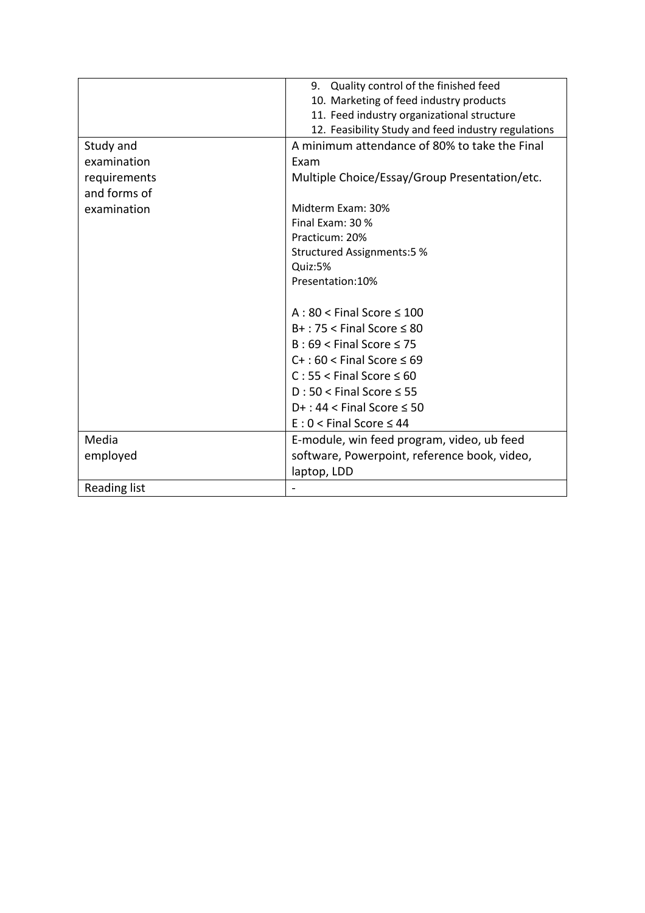| | |
|---|---|
| | 9. Quality control of the finished feed<br>10. Marketing of feed industry products<br>11. Feed industry organizational structure<br>12. Feasibility Study and feed industry regulations |
| Study and examination requirements and forms of examination | A minimum attendance of 80% to take the Final Exam<br>Multiple Choice/Essay/Group Presentation/etc.<br><br>Midterm Exam: 30%<br>Final Exam: 30 %<br>Practicum: 20%<br>Structured Assignments:5 %<br>Quiz:5%<br>Presentation:10%<br><br>A : 80 < Final Score ≤ 100<br>B+ : 75 < Final Score ≤ 80<br>B : 69 < Final Score ≤ 75<br>C+ : 60 < Final Score ≤ 69<br>C : 55 < Final Score ≤ 60<br>D : 50 < Final Score ≤ 55<br>D+ : 44 < Final Score ≤ 50<br>E : 0 < Final Score ≤ 44 |
| Media employed | E-module, win feed program, video, ub feed software, Powerpoint, reference book, video, laptop, LDD |
| Reading list | - |